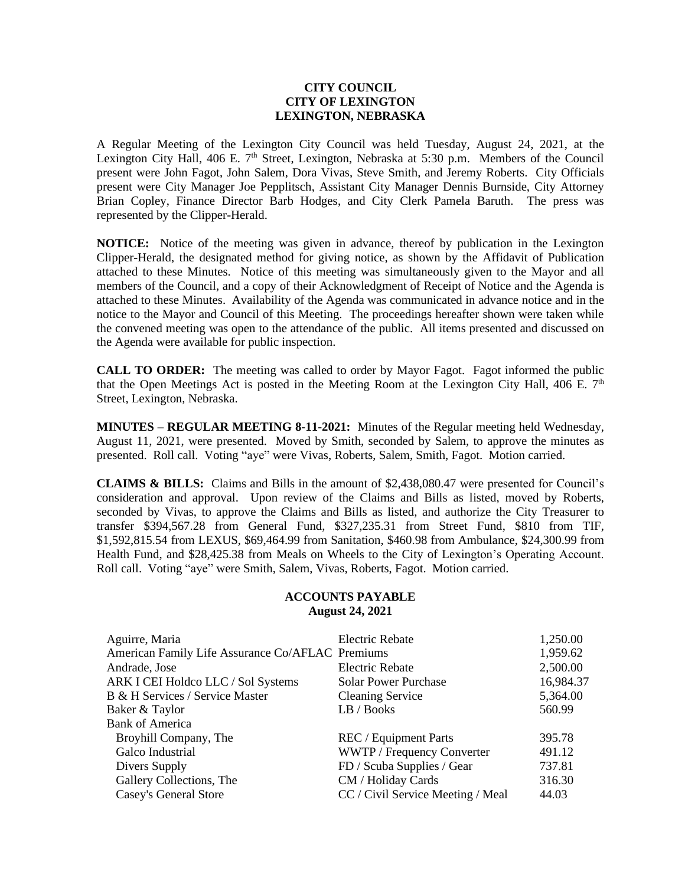**CITY COUNCIL**
**CITY OF LEXINGTON**
**LEXINGTON, NEBRASKA**

A Regular Meeting of the Lexington City Council was held Tuesday, August 24, 2021, at the Lexington City Hall, 406 E. 7th Street, Lexington, Nebraska at 5:30 p.m. Members of the Council present were John Fagot, John Salem, Dora Vivas, Steve Smith, and Jeremy Roberts. City Officials present were City Manager Joe Pepplitsch, Assistant City Manager Dennis Burnside, City Attorney Brian Copley, Finance Director Barb Hodges, and City Clerk Pamela Baruth. The press was represented by the Clipper-Herald.

**NOTICE:** Notice of the meeting was given in advance, thereof by publication in the Lexington Clipper-Herald, the designated method for giving notice, as shown by the Affidavit of Publication attached to these Minutes. Notice of this meeting was simultaneously given to the Mayor and all members of the Council, and a copy of their Acknowledgment of Receipt of Notice and the Agenda is attached to these Minutes. Availability of the Agenda was communicated in advance notice and in the notice to the Mayor and Council of this Meeting. The proceedings hereafter shown were taken while the convened meeting was open to the attendance of the public. All items presented and discussed on the Agenda were available for public inspection.

**CALL TO ORDER:** The meeting was called to order by Mayor Fagot. Fagot informed the public that the Open Meetings Act is posted in the Meeting Room at the Lexington City Hall, 406 E. 7th Street, Lexington, Nebraska.

**MINUTES – REGULAR MEETING 8-11-2021:** Minutes of the Regular meeting held Wednesday, August 11, 2021, were presented. Moved by Smith, seconded by Salem, to approve the minutes as presented. Roll call. Voting "aye" were Vivas, Roberts, Salem, Smith, Fagot. Motion carried.

**CLAIMS & BILLS:** Claims and Bills in the amount of $2,438,080.47 were presented for Council's consideration and approval. Upon review of the Claims and Bills as listed, moved by Roberts, seconded by Vivas, to approve the Claims and Bills as listed, and authorize the City Treasurer to transfer $394,567.28 from General Fund, $327,235.31 from Street Fund, $810 from TIF, $1,592,815.54 from LEXUS, $69,464.99 from Sanitation, $460.98 from Ambulance, $24,300.99 from Health Fund, and $28,425.38 from Meals on Wheels to the City of Lexington's Operating Account. Roll call. Voting "aye" were Smith, Salem, Vivas, Roberts, Fagot. Motion carried.

**ACCOUNTS PAYABLE**
**August 24, 2021**

| | | |
|---|---|---|
| Aguirre, Maria | Electric Rebate | 1,250.00 |
| American Family Life Assurance Co/AFLAC | Premiums | 1,959.62 |
| Andrade, Jose | Electric Rebate | 2,500.00 |
| ARK I CEI Holdco LLC / Sol Systems | Solar Power Purchase | 16,984.37 |
| B & H Services / Service Master | Cleaning Service | 5,364.00 |
| Baker & Taylor | LB / Books | 560.99 |
| Bank of America | | |
| Broyhill Company, The | REC / Equipment Parts | 395.78 |
| Galco Industrial | WWTP / Frequency Converter | 491.12 |
| Divers Supply | FD / Scuba Supplies / Gear | 737.81 |
| Gallery Collections, The | CM / Holiday Cards | 316.30 |
| Casey's General Store | CC / Civil Service Meeting / Meal | 44.03 |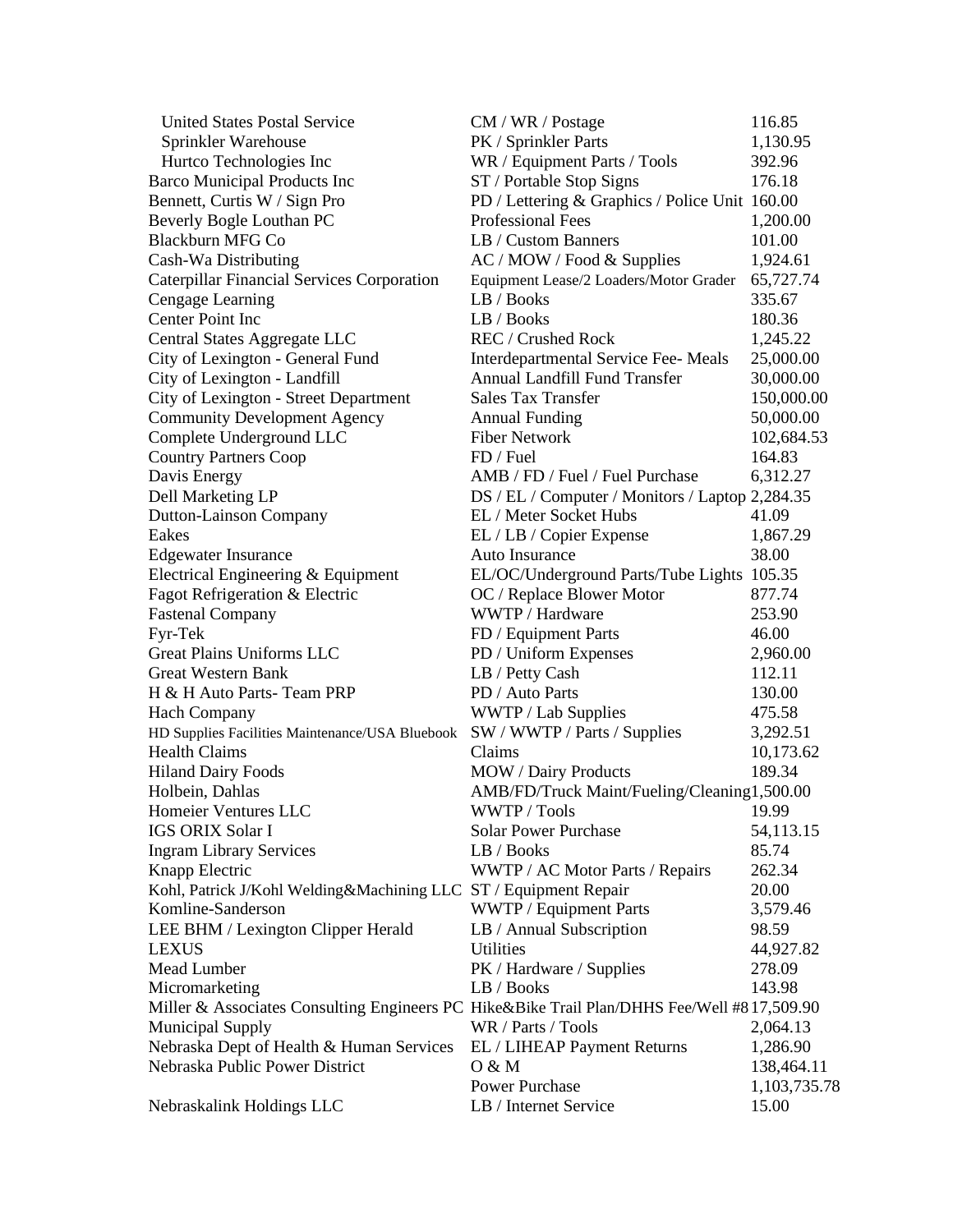| | | |
|---|---|---|
| United States Postal Service | CM / WR / Postage | 116.85 |
| Sprinkler Warehouse | PK / Sprinkler Parts | 1,130.95 |
| Hurtco Technologies Inc | WR / Equipment Parts / Tools | 392.96 |
| Barco Municipal Products Inc | ST / Portable Stop Signs | 176.18 |
| Bennett, Curtis W / Sign Pro | PD / Lettering & Graphics / Police Unit | 160.00 |
| Beverly Bogle Louthan PC | Professional Fees | 1,200.00 |
| Blackburn MFG Co | LB / Custom Banners | 101.00 |
| Cash-Wa Distributing | AC / MOW / Food & Supplies | 1,924.61 |
| Caterpillar Financial Services Corporation | Equipment Lease/2 Loaders/Motor Grader | 65,727.74 |
| Cengage Learning | LB / Books | 335.67 |
| Center Point Inc | LB / Books | 180.36 |
| Central States Aggregate LLC | REC / Crushed Rock | 1,245.22 |
| City of Lexington - General Fund | Interdepartmental Service Fee- Meals | 25,000.00 |
| City of Lexington - Landfill | Annual Landfill Fund Transfer | 30,000.00 |
| City of Lexington - Street Department | Sales Tax Transfer | 150,000.00 |
| Community Development Agency | Annual Funding | 50,000.00 |
| Complete Underground LLC | Fiber Network | 102,684.53 |
| Country Partners Coop | FD / Fuel | 164.83 |
| Davis Energy | AMB / FD / Fuel / Fuel Purchase | 6,312.27 |
| Dell Marketing LP | DS / EL / Computer / Monitors / Laptop | 2,284.35 |
| Dutton-Lainson Company | EL / Meter Socket Hubs | 41.09 |
| Eakes | EL / LB / Copier Expense | 1,867.29 |
| Edgewater Insurance | Auto Insurance | 38.00 |
| Electrical Engineering & Equipment | EL/OC/Underground Parts/Tube Lights | 105.35 |
| Fagot Refrigeration & Electric | OC / Replace Blower Motor | 877.74 |
| Fastenal Company | WWTP / Hardware | 253.90 |
| Fyr-Tek | FD / Equipment Parts | 46.00 |
| Great Plains Uniforms LLC | PD / Uniform Expenses | 2,960.00 |
| Great Western Bank | LB / Petty Cash | 112.11 |
| H & H Auto Parts- Team PRP | PD / Auto Parts | 130.00 |
| Hach Company | WWTP / Lab Supplies | 475.58 |
| HD Supplies Facilities Maintenance/USA Bluebook | SW / WWTP / Parts / Supplies | 3,292.51 |
| Health Claims | Claims | 10,173.62 |
| Hiland Dairy Foods | MOW / Dairy Products | 189.34 |
| Holbein, Dahlas | AMB/FD/Truck Maint/Fueling/Cleaning | 1,500.00 |
| Homeier Ventures LLC | WWTP / Tools | 19.99 |
| IGS ORIX Solar I | Solar Power Purchase | 54,113.15 |
| Ingram Library Services | LB / Books | 85.74 |
| Knapp Electric | WWTP / AC Motor Parts / Repairs | 262.34 |
| Kohl, Patrick J/Kohl Welding&Machining LLC | ST / Equipment Repair | 20.00 |
| Komline-Sanderson | WWTP / Equipment Parts | 3,579.46 |
| LEE BHM / Lexington Clipper Herald | LB / Annual Subscription | 98.59 |
| LEXUS | Utilities | 44,927.82 |
| Mead Lumber | PK / Hardware / Supplies | 278.09 |
| Micromarketing | LB / Books | 143.98 |
| Miller & Associates Consulting Engineers PC | Hike&Bike Trail Plan/DHHS Fee/Well #8 | 17,509.90 |
| Municipal Supply | WR / Parts / Tools | 2,064.13 |
| Nebraska Dept of Health & Human Services | EL / LIHEAP Payment Returns | 1,286.90 |
| Nebraska Public Power District | O & M | 138,464.11 |
| | Power Purchase | 1,103,735.78 |
| Nebraskalink Holdings LLC | LB / Internet Service | 15.00 |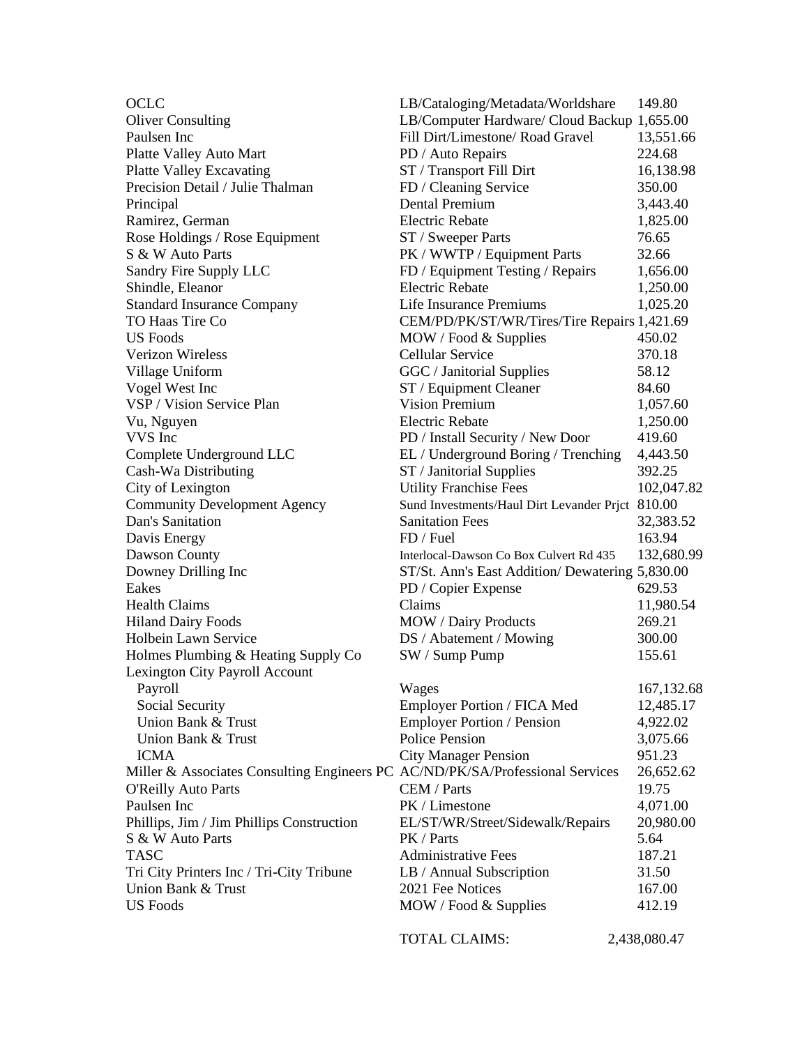| | | |
|---|---|---|
| OCLC | LB/Cataloging/Metadata/Worldshare | 149.80 |
| Oliver Consulting | LB/Computer Hardware/ Cloud Backup | 1,655.00 |
| Paulsen Inc | Fill Dirt/Limestone/ Road Gravel | 13,551.66 |
| Platte Valley Auto Mart | PD / Auto Repairs | 224.68 |
| Platte Valley Excavating | ST / Transport Fill Dirt | 16,138.98 |
| Precision Detail / Julie Thalman | FD / Cleaning Service | 350.00 |
| Principal | Dental Premium | 3,443.40 |
| Ramirez, German | Electric Rebate | 1,825.00 |
| Rose Holdings / Rose Equipment | ST / Sweeper Parts | 76.65 |
| S & W Auto Parts | PK / WWTP / Equipment Parts | 32.66 |
| Sandry Fire Supply LLC | FD / Equipment Testing / Repairs | 1,656.00 |
| Shindle, Eleanor | Electric Rebate | 1,250.00 |
| Standard Insurance Company | Life Insurance Premiums | 1,025.20 |
| TO Haas Tire Co | CEM/PD/PK/ST/WR/Tires/Tire Repairs | 1,421.69 |
| US Foods | MOW / Food & Supplies | 450.02 |
| Verizon Wireless | Cellular Service | 370.18 |
| Village Uniform | GGC / Janitorial Supplies | 58.12 |
| Vogel West Inc | ST / Equipment Cleaner | 84.60 |
| VSP / Vision Service Plan | Vision Premium | 1,057.60 |
| Vu, Nguyen | Electric Rebate | 1,250.00 |
| VVS Inc | PD / Install Security / New Door | 419.60 |
| Complete Underground LLC | EL / Underground Boring / Trenching | 4,443.50 |
| Cash-Wa Distributing | ST / Janitorial Supplies | 392.25 |
| City of Lexington | Utility Franchise Fees | 102,047.82 |
| Community Development Agency | Sund Investments/Haul Dirt Levander Prjct | 810.00 |
| Dan's Sanitation | Sanitation Fees | 32,383.52 |
| Davis Energy | FD / Fuel | 163.94 |
| Dawson County | Interlocal-Dawson Co Box Culvert Rd 435 | 132,680.99 |
| Downey Drilling Inc | ST/St. Ann's East Addition/ Dewatering | 5,830.00 |
| Eakes | PD / Copier Expense | 629.53 |
| Health Claims | Claims | 11,980.54 |
| Hiland Dairy Foods | MOW / Dairy Products | 269.21 |
| Holbein Lawn Service | DS / Abatement / Mowing | 300.00 |
| Holmes Plumbing & Heating Supply Co | SW / Sump Pump | 155.61 |
| Lexington City Payroll Account | | |
| Payroll | Wages | 167,132.68 |
| Social Security | Employer Portion / FICA Med | 12,485.17 |
| Union Bank & Trust | Employer Portion / Pension | 4,922.02 |
| Union Bank & Trust | Police Pension | 3,075.66 |
| ICMA | City Manager Pension | 951.23 |
| Miller & Associates Consulting Engineers PC | AC/ND/PK/SA/Professional Services | 26,652.62 |
| O'Reilly Auto Parts | CEM / Parts | 19.75 |
| Paulsen Inc | PK / Limestone | 4,071.00 |
| Phillips, Jim / Jim Phillips Construction | EL/ST/WR/Street/Sidewalk/Repairs | 20,980.00 |
| S & W Auto Parts | PK / Parts | 5.64 |
| TASC | Administrative Fees | 187.21 |
| Tri City Printers Inc / Tri-City Tribune | LB / Annual Subscription | 31.50 |
| Union Bank & Trust | 2021 Fee Notices | 167.00 |
| US Foods | MOW / Food & Supplies | 412.19 |
| | TOTAL CLAIMS: | 2,438,080.47 |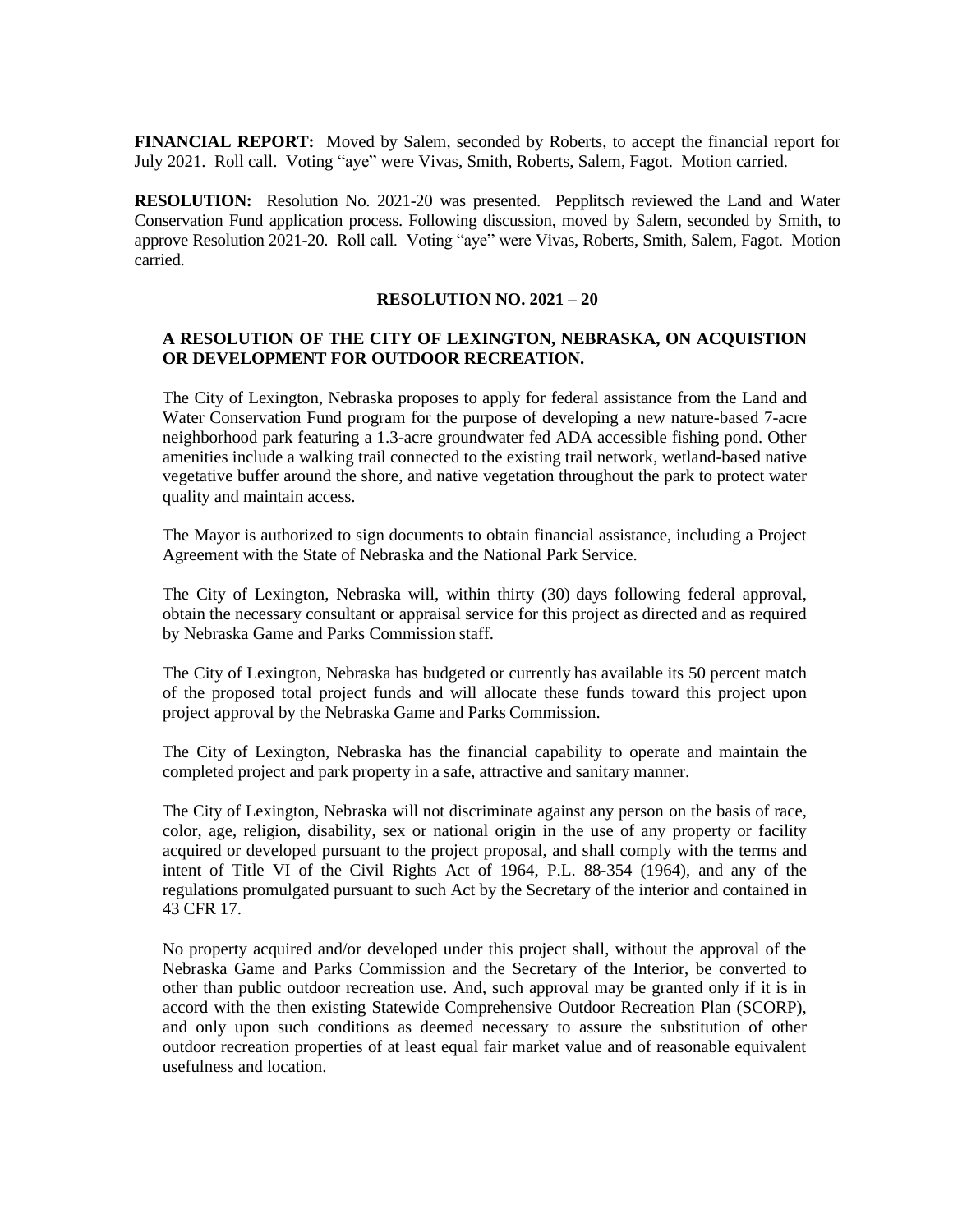**FINANCIAL REPORT:** Moved by Salem, seconded by Roberts, to accept the financial report for July 2021. Roll call. Voting "aye" were Vivas, Smith, Roberts, Salem, Fagot. Motion carried.

**RESOLUTION:** Resolution No. 2021-20 was presented. Pepplitsch reviewed the Land and Water Conservation Fund application process. Following discussion, moved by Salem, seconded by Smith, to approve Resolution 2021-20. Roll call. Voting "aye" were Vivas, Roberts, Smith, Salem, Fagot. Motion carried.

**RESOLUTION NO. 2021 – 20**

**A RESOLUTION OF THE CITY OF LEXINGTON, NEBRASKA, ON ACQUISTION OR DEVELOPMENT FOR OUTDOOR RECREATION.**

The City of Lexington, Nebraska proposes to apply for federal assistance from the Land and Water Conservation Fund program for the purpose of developing a new nature-based 7-acre neighborhood park featuring a 1.3-acre groundwater fed ADA accessible fishing pond. Other amenities include a walking trail connected to the existing trail network, wetland-based native vegetative buffer around the shore, and native vegetation throughout the park to protect water quality and maintain access.

The Mayor is authorized to sign documents to obtain financial assistance, including a Project Agreement with the State of Nebraska and the National Park Service.

The City of Lexington, Nebraska will, within thirty (30) days following federal approval, obtain the necessary consultant or appraisal service for this project as directed and as required by Nebraska Game and Parks Commission staff.

The City of Lexington, Nebraska has budgeted or currently has available its 50 percent match of the proposed total project funds and will allocate these funds toward this project upon project approval by the Nebraska Game and Parks Commission.

The City of Lexington, Nebraska has the financial capability to operate and maintain the completed project and park property in a safe, attractive and sanitary manner.

The City of Lexington, Nebraska will not discriminate against any person on the basis of race, color, age, religion, disability, sex or national origin in the use of any property or facility acquired or developed pursuant to the project proposal, and shall comply with the terms and intent of Title VI of the Civil Rights Act of 1964, P.L. 88-354 (1964), and any of the regulations promulgated pursuant to such Act by the Secretary of the interior and contained in 43 CFR 17.

No property acquired and/or developed under this project shall, without the approval of the Nebraska Game and Parks Commission and the Secretary of the Interior, be converted to other than public outdoor recreation use. And, such approval may be granted only if it is in accord with the then existing Statewide Comprehensive Outdoor Recreation Plan (SCORP), and only upon such conditions as deemed necessary to assure the substitution of other outdoor recreation properties of at least equal fair market value and of reasonable equivalent usefulness and location.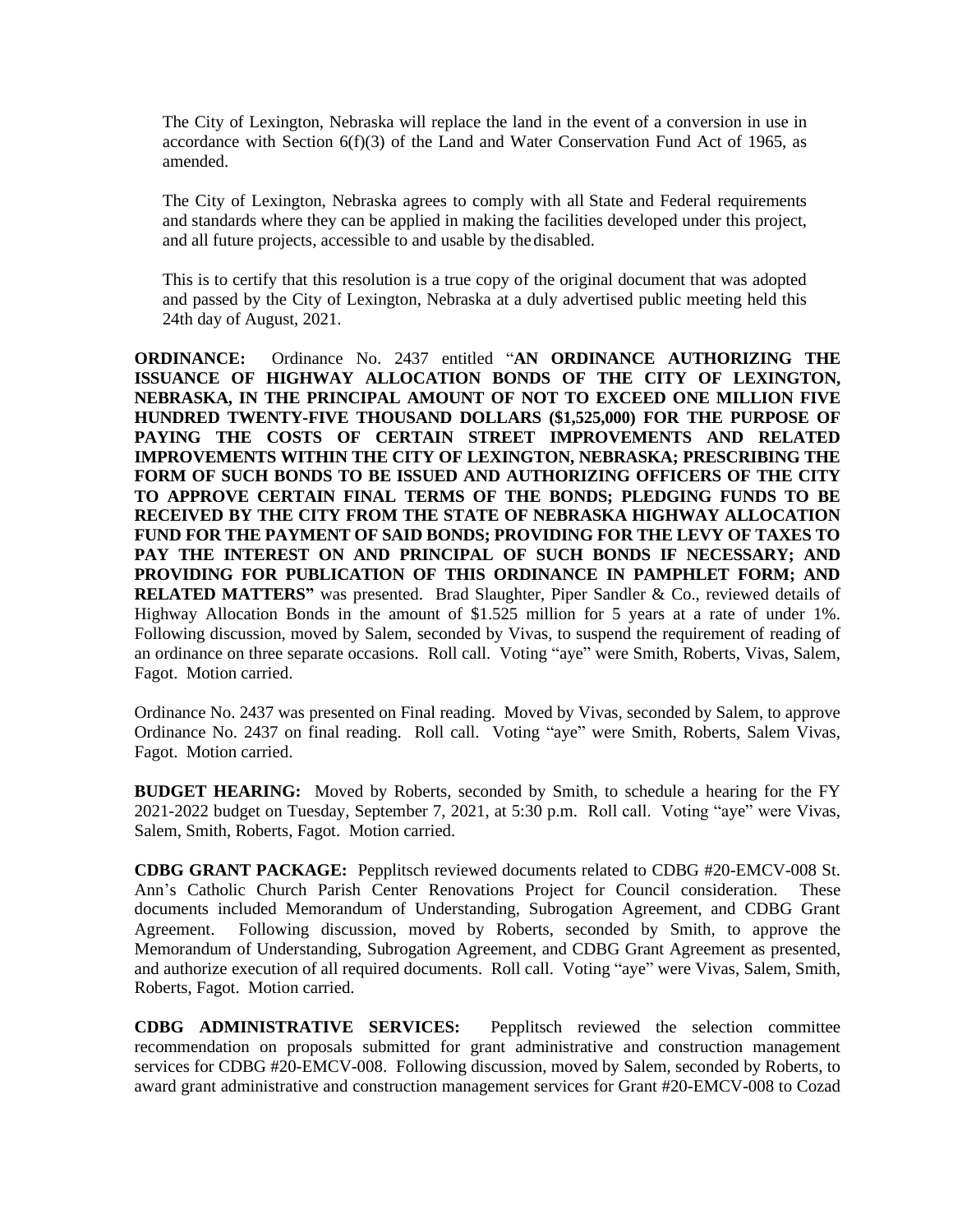The City of Lexington, Nebraska will replace the land in the event of a conversion in use in accordance with Section 6(f)(3) of the Land and Water Conservation Fund Act of 1965, as amended.

The City of Lexington, Nebraska agrees to comply with all State and Federal requirements and standards where they can be applied in making the facilities developed under this project, and all future projects, accessible to and usable by the disabled.

This is to certify that this resolution is a true copy of the original document that was adopted and passed by the City of Lexington, Nebraska at a duly advertised public meeting held this 24th day of August, 2021.

**ORDINANCE:** Ordinance No. 2437 entitled "**AN ORDINANCE AUTHORIZING THE ISSUANCE OF HIGHWAY ALLOCATION BONDS OF THE CITY OF LEXINGTON, NEBRASKA, IN THE PRINCIPAL AMOUNT OF NOT TO EXCEED ONE MILLION FIVE HUNDRED TWENTY-FIVE THOUSAND DOLLARS ($1,525,000) FOR THE PURPOSE OF PAYING THE COSTS OF CERTAIN STREET IMPROVEMENTS AND RELATED IMPROVEMENTS WITHIN THE CITY OF LEXINGTON, NEBRASKA; PRESCRIBING THE FORM OF SUCH BONDS TO BE ISSUED AND AUTHORIZING OFFICERS OF THE CITY TO APPROVE CERTAIN FINAL TERMS OF THE BONDS; PLEDGING FUNDS TO BE RECEIVED BY THE CITY FROM THE STATE OF NEBRASKA HIGHWAY ALLOCATION FUND FOR THE PAYMENT OF SAID BONDS; PROVIDING FOR THE LEVY OF TAXES TO PAY THE INTEREST ON AND PRINCIPAL OF SUCH BONDS IF NECESSARY; AND PROVIDING FOR PUBLICATION OF THIS ORDINANCE IN PAMPHLET FORM; AND RELATED MATTERS"** was presented. Brad Slaughter, Piper Sandler & Co., reviewed details of Highway Allocation Bonds in the amount of $1.525 million for 5 years at a rate of under 1%. Following discussion, moved by Salem, seconded by Vivas, to suspend the requirement of reading of an ordinance on three separate occasions. Roll call. Voting "aye" were Smith, Roberts, Vivas, Salem, Fagot. Motion carried.

Ordinance No. 2437 was presented on Final reading. Moved by Vivas, seconded by Salem, to approve Ordinance No. 2437 on final reading. Roll call. Voting "aye" were Smith, Roberts, Salem Vivas, Fagot. Motion carried.

**BUDGET HEARING:** Moved by Roberts, seconded by Smith, to schedule a hearing for the FY 2021-2022 budget on Tuesday, September 7, 2021, at 5:30 p.m. Roll call. Voting "aye" were Vivas, Salem, Smith, Roberts, Fagot. Motion carried.

**CDBG GRANT PACKAGE:** Pepplitsch reviewed documents related to CDBG #20-EMCV-008 St. Ann's Catholic Church Parish Center Renovations Project for Council consideration. These documents included Memorandum of Understanding, Subrogation Agreement, and CDBG Grant Agreement. Following discussion, moved by Roberts, seconded by Smith, to approve the Memorandum of Understanding, Subrogation Agreement, and CDBG Grant Agreement as presented, and authorize execution of all required documents. Roll call. Voting "aye" were Vivas, Salem, Smith, Roberts, Fagot. Motion carried.

**CDBG ADMINISTRATIVE SERVICES:** Pepplitsch reviewed the selection committee recommendation on proposals submitted for grant administrative and construction management services for CDBG #20-EMCV-008. Following discussion, moved by Salem, seconded by Roberts, to award grant administrative and construction management services for Grant #20-EMCV-008 to Cozad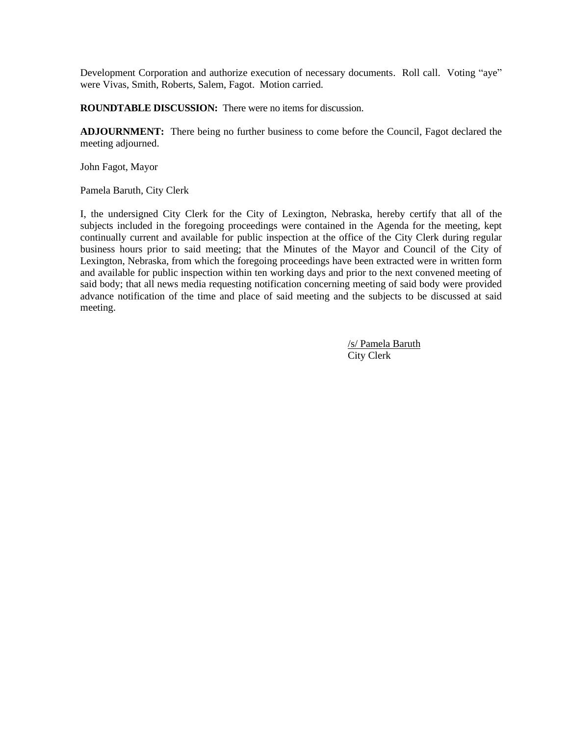Development Corporation and authorize execution of necessary documents. Roll call. Voting "aye" were Vivas, Smith, Roberts, Salem, Fagot. Motion carried.

**ROUNDTABLE DISCUSSION:** There were no items for discussion.

**ADJOURNMENT:** There being no further business to come before the Council, Fagot declared the meeting adjourned.

John Fagot, Mayor

Pamela Baruth, City Clerk

I, the undersigned City Clerk for the City of Lexington, Nebraska, hereby certify that all of the subjects included in the foregoing proceedings were contained in the Agenda for the meeting, kept continually current and available for public inspection at the office of the City Clerk during regular business hours prior to said meeting; that the Minutes of the Mayor and Council of the City of Lexington, Nebraska, from which the foregoing proceedings have been extracted were in written form and available for public inspection within ten working days and prior to the next convened meeting of said body; that all news media requesting notification concerning meeting of said body were provided advance notification of the time and place of said meeting and the subjects to be discussed at said meeting.

/s/ Pamela Baruth
City Clerk